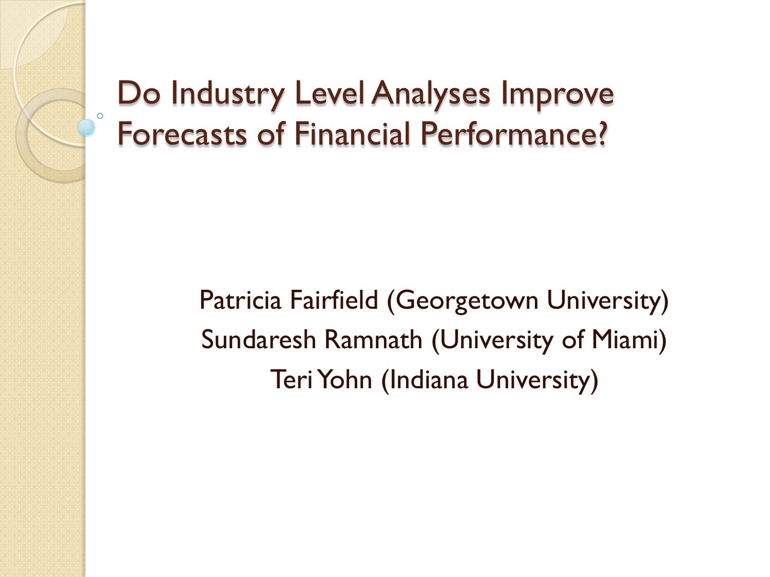# Do Industry Level Analyses Improve Forecasts of Financial Performance?

Patricia Fairfield (Georgetown University)
Sundaresh Ramnath (University of Miami)
Teri Yohn (Indiana University)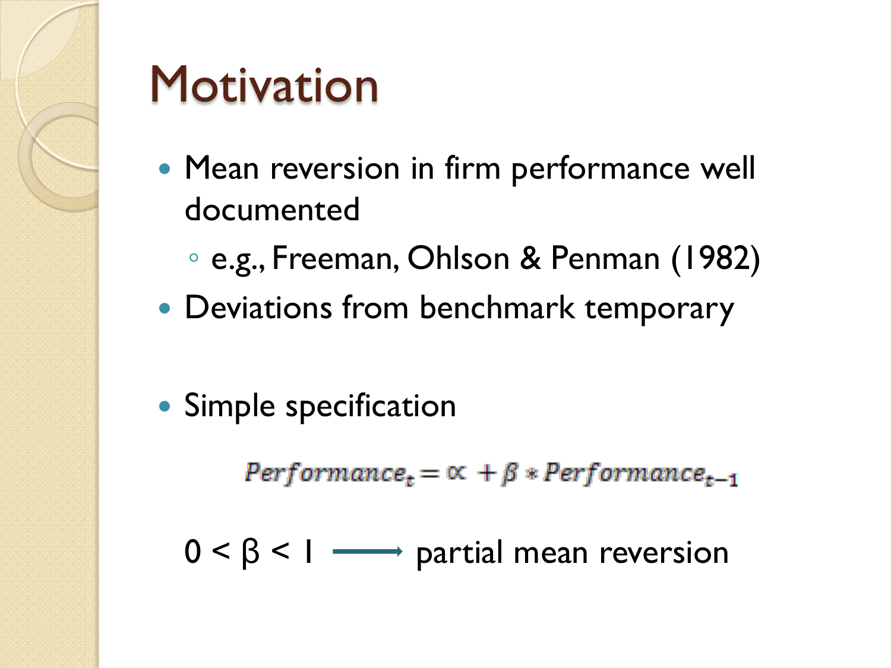# Motivation

- Mean reversion in firm performance well documented
  - e.g., Freeman, Ohlson & Penman (1982)
- Deviations from benchmark temporary
- Simple specification

$$Performance_t = \propto + \beta * Performance_{t-1}$$

$0 < \beta < 1$ ⟶ partial mean reversion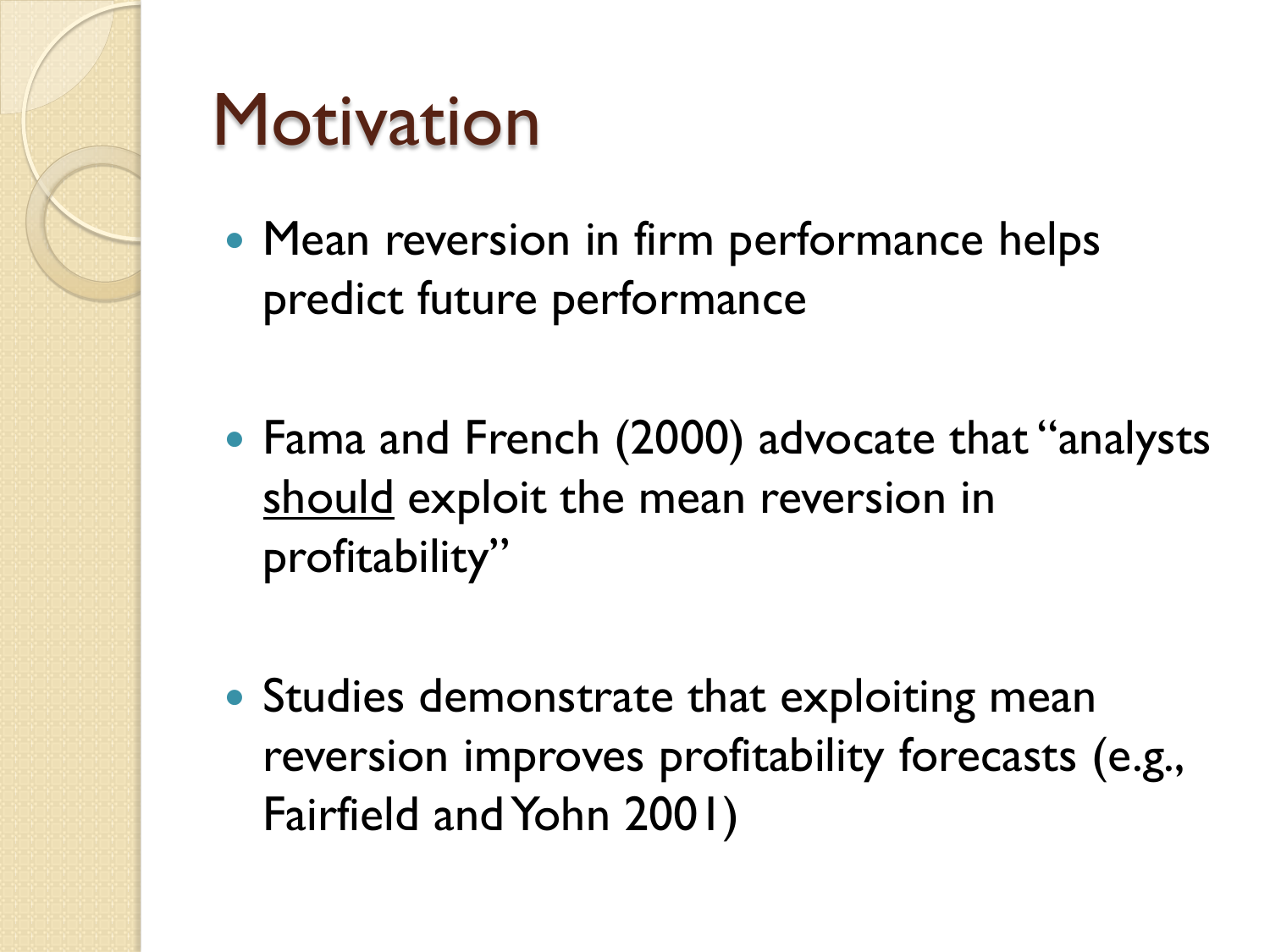# Motivation

- Mean reversion in firm performance helps predict future performance
- Fama and French (2000) advocate that "analysts <u>should</u> exploit the mean reversion in profitability"
- Studies demonstrate that exploiting mean reversion improves profitability forecasts (e.g., Fairfield and Yohn 2001)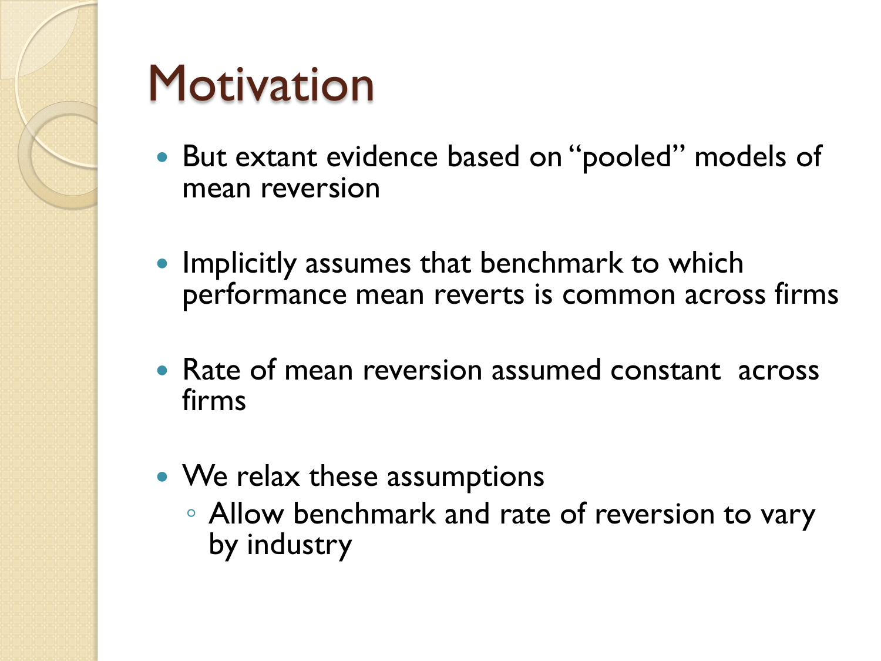# Motivation

- But extant evidence based on "pooled" models of mean reversion
- Implicitly assumes that benchmark to which performance mean reverts is common across firms
- Rate of mean reversion assumed constant across firms
- We relax these assumptions
  - Allow benchmark and rate of reversion to vary by industry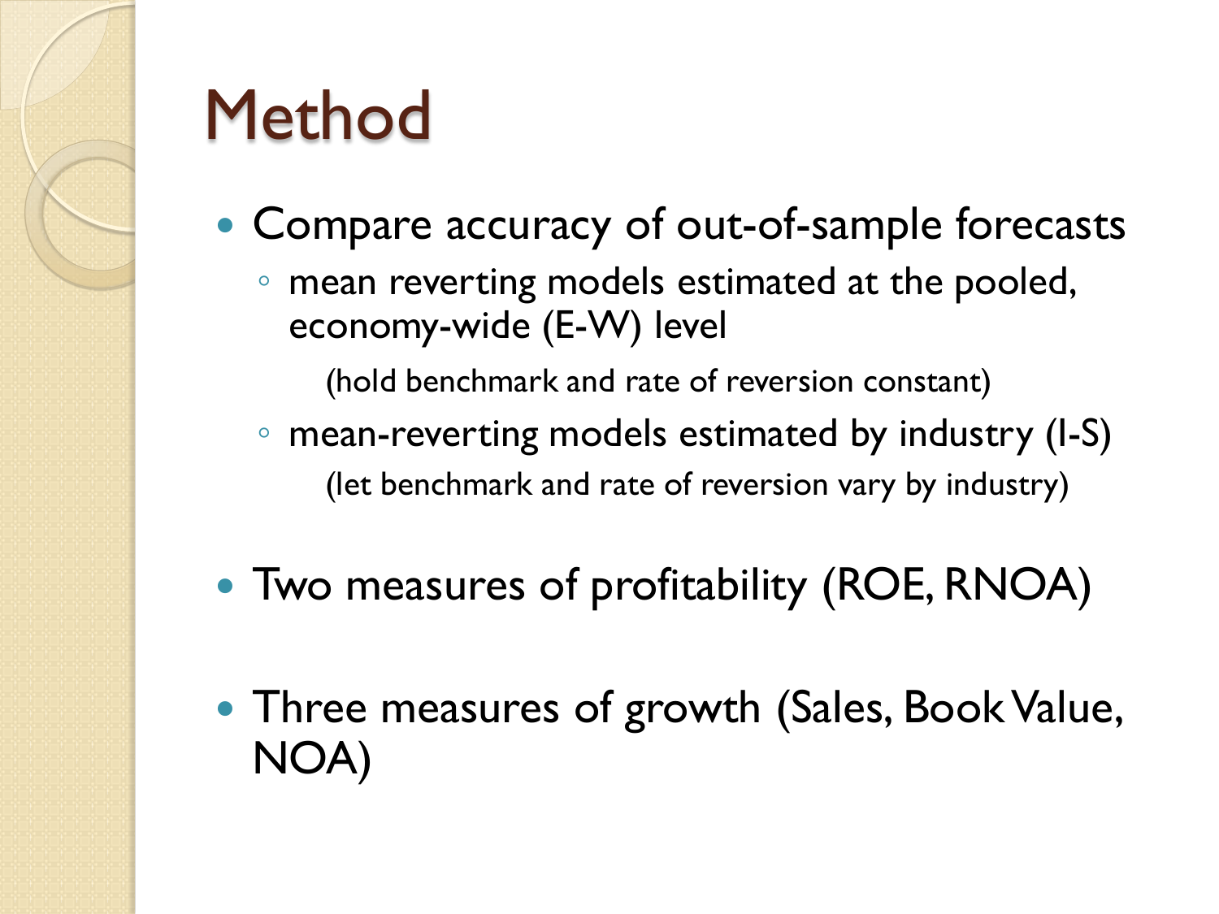# Method

- Compare accuracy of out-of-sample forecasts
  - mean reverting models estimated at the pooled, economy-wide (E-W) level

    (hold benchmark and rate of reversion constant)
  - mean-reverting models estimated by industry (I-S)

    (let benchmark and rate of reversion vary by industry)

- Two measures of profitability (ROE, RNOA)

- Three measures of growth (Sales, Book Value, NOA)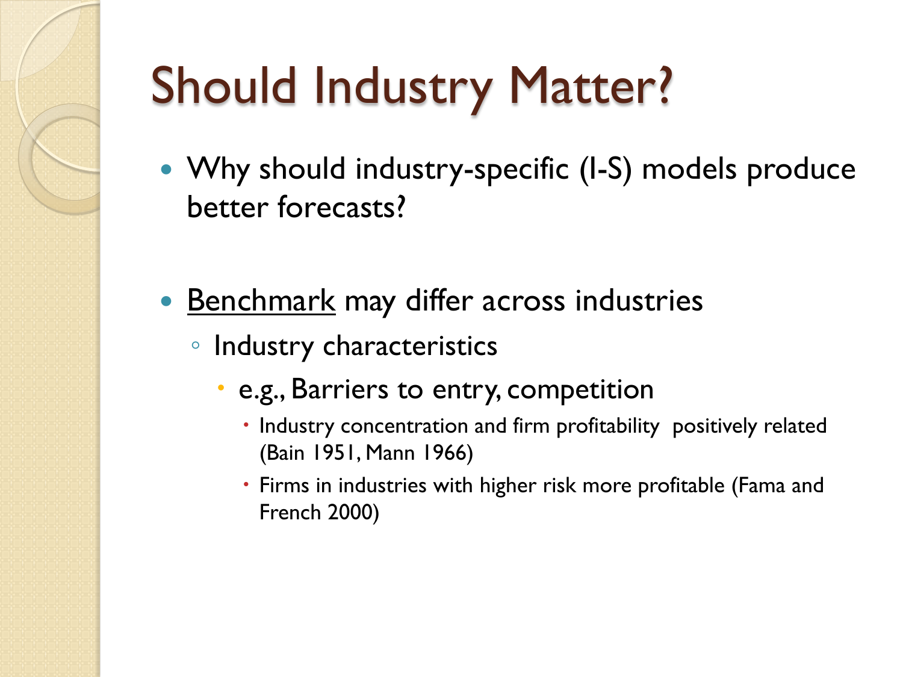# Should Industry Matter?

- Why should industry-specific (I-S) models produce better forecasts?

- <u>Benchmark</u> may differ across industries
  - Industry characteristics
    - e.g., Barriers to entry, competition
      - Industry concentration and firm profitability positively related (Bain 1951, Mann 1966)
      - Firms in industries with higher risk more profitable (Fama and French 2000)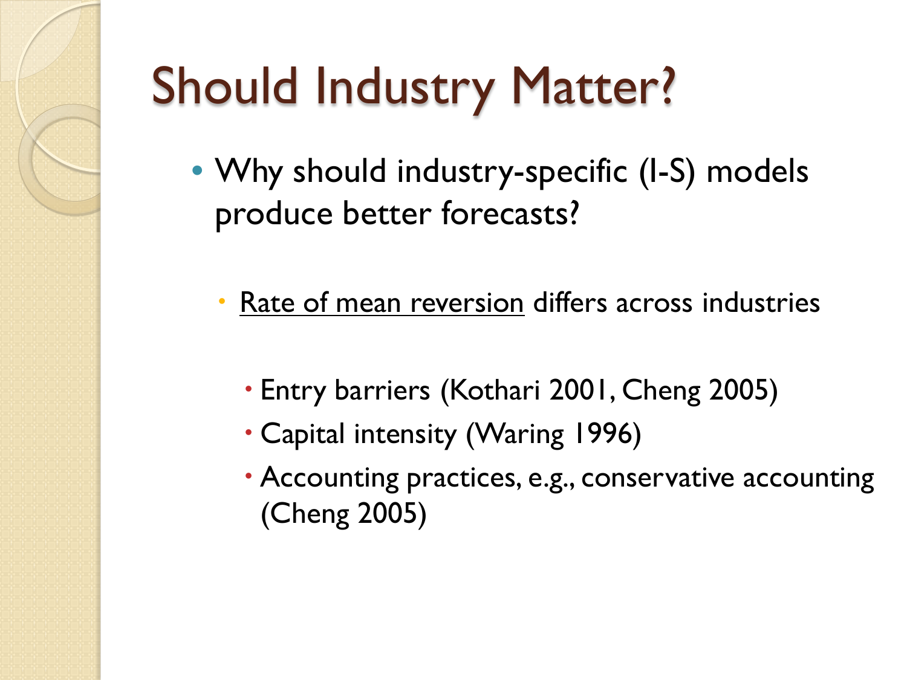# Should Industry Matter?

- Why should industry-specific (I-S) models produce better forecasts?
  - Rate of mean reversion differs across industries
    - Entry barriers (Kothari 2001, Cheng 2005)
    - Capital intensity (Waring 1996)
    - Accounting practices, e.g., conservative accounting (Cheng 2005)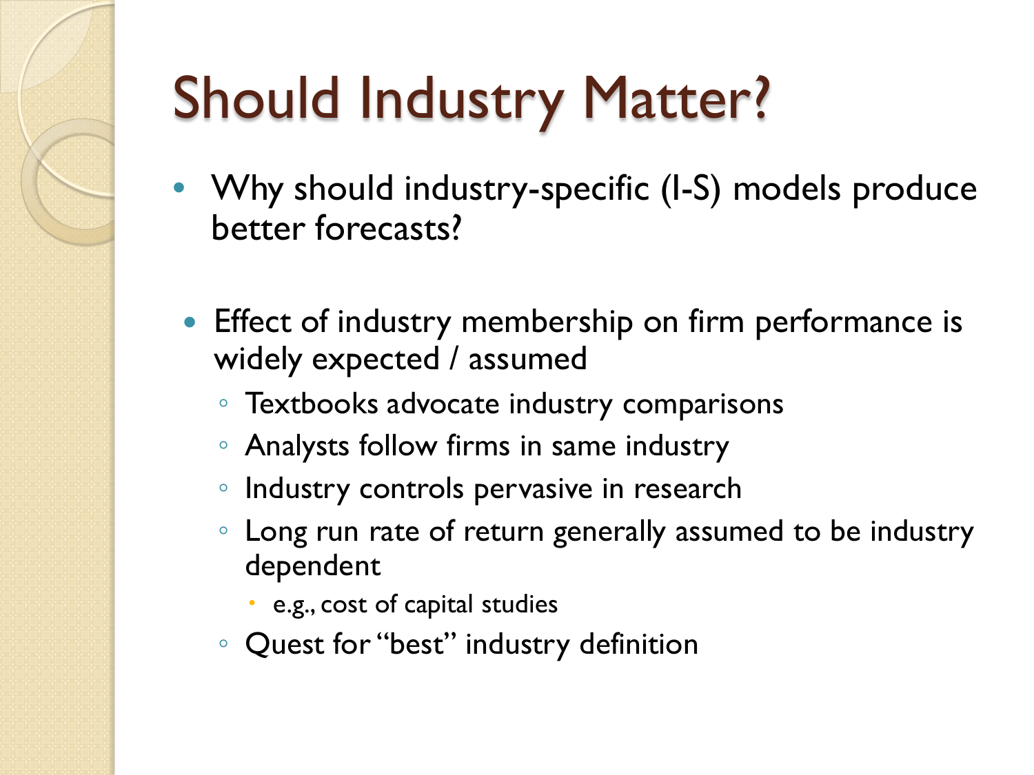# Should Industry Matter?

- Why should industry-specific (I-S) models produce better forecasts?

- Effect of industry membership on firm performance is widely expected / assumed
  - Textbooks advocate industry comparisons
  - Analysts follow firms in same industry
  - Industry controls pervasive in research
  - Long run rate of return generally assumed to be industry dependent
    - e.g., cost of capital studies
  - Quest for "best" industry definition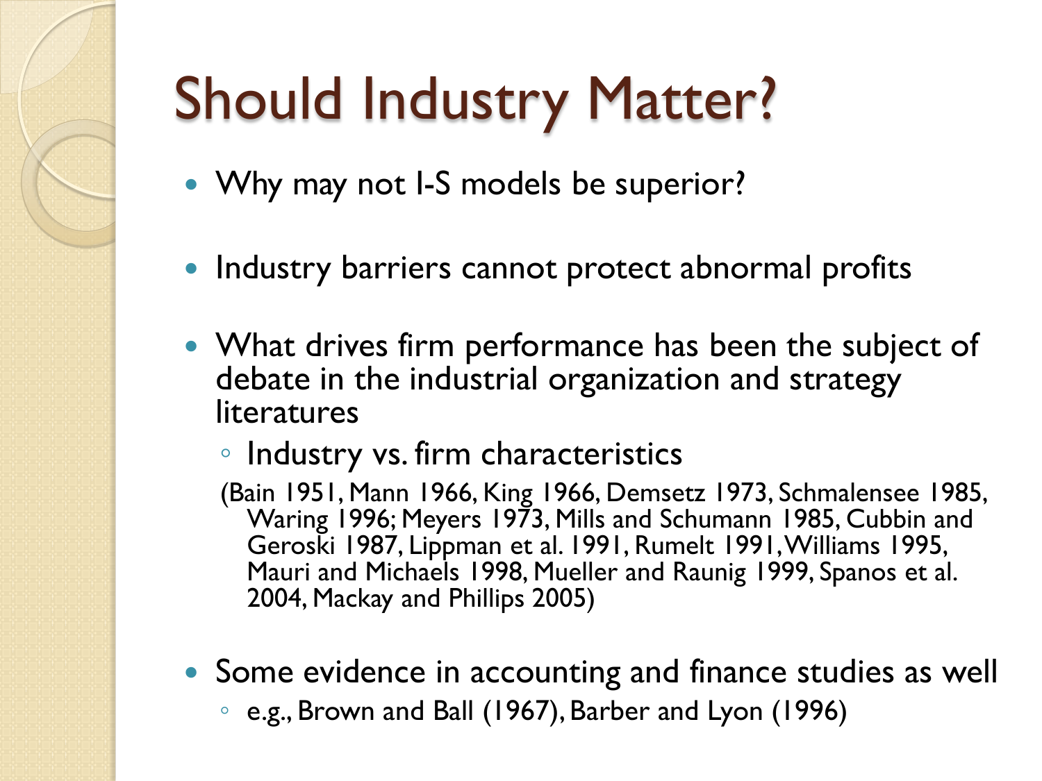# Should Industry Matter?

- Why may not I-S models be superior?
- Industry barriers cannot protect abnormal profits
- What drives firm performance has been the subject of debate in the industrial organization and strategy literatures
  - Industry vs. firm characteristics

  (Bain 1951, Mann 1966, King 1966, Demsetz 1973, Schmalensee 1985, Waring 1996; Meyers 1973, Mills and Schumann 1985, Cubbin and Geroski 1987, Lippman et al. 1991, Rumelt 1991, Williams 1995, Mauri and Michaels 1998, Mueller and Raunig 1999, Spanos et al. 2004, Mackay and Phillips 2005)
- Some evidence in accounting and finance studies as well
  - e.g., Brown and Ball (1967), Barber and Lyon (1996)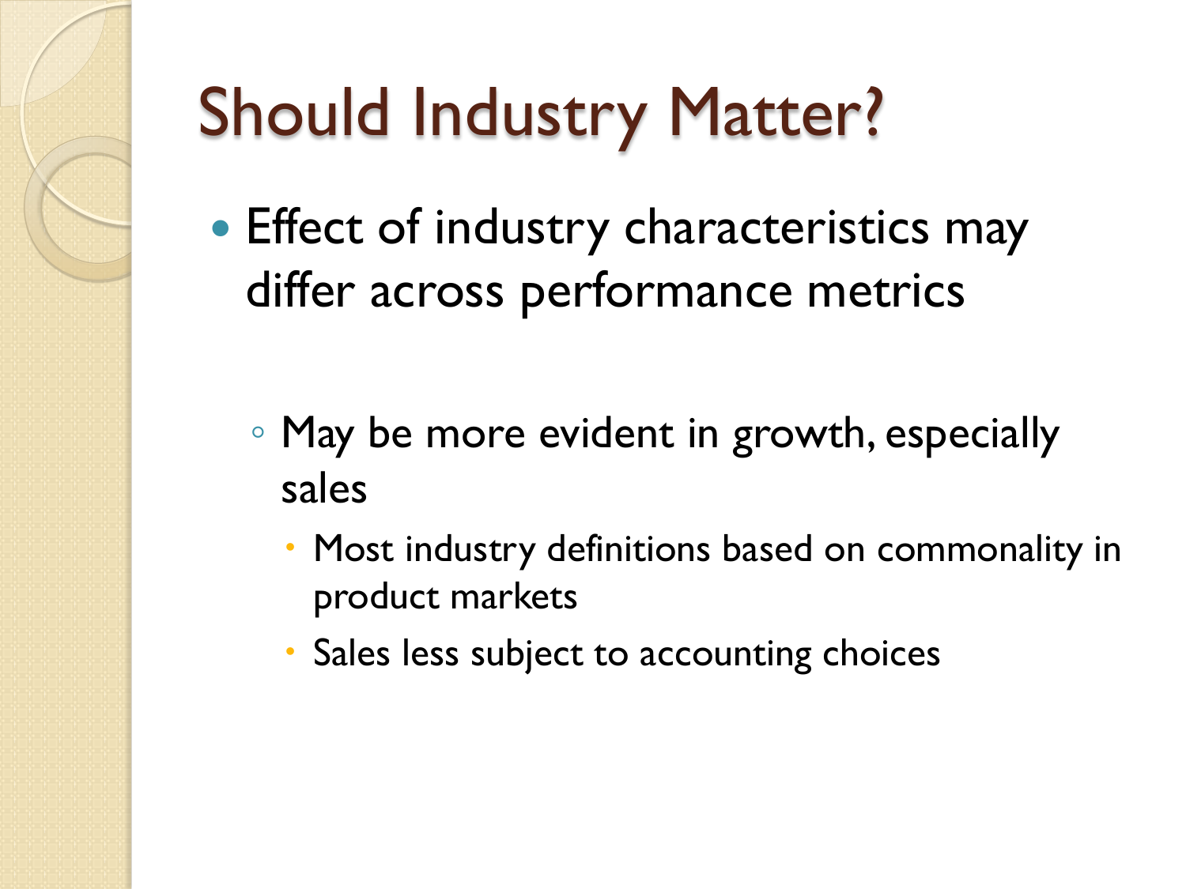# Should Industry Matter?

- Effect of industry characteristics may differ across performance metrics
  - May be more evident in growth, especially sales
    - Most industry definitions based on commonality in product markets
    - Sales less subject to accounting choices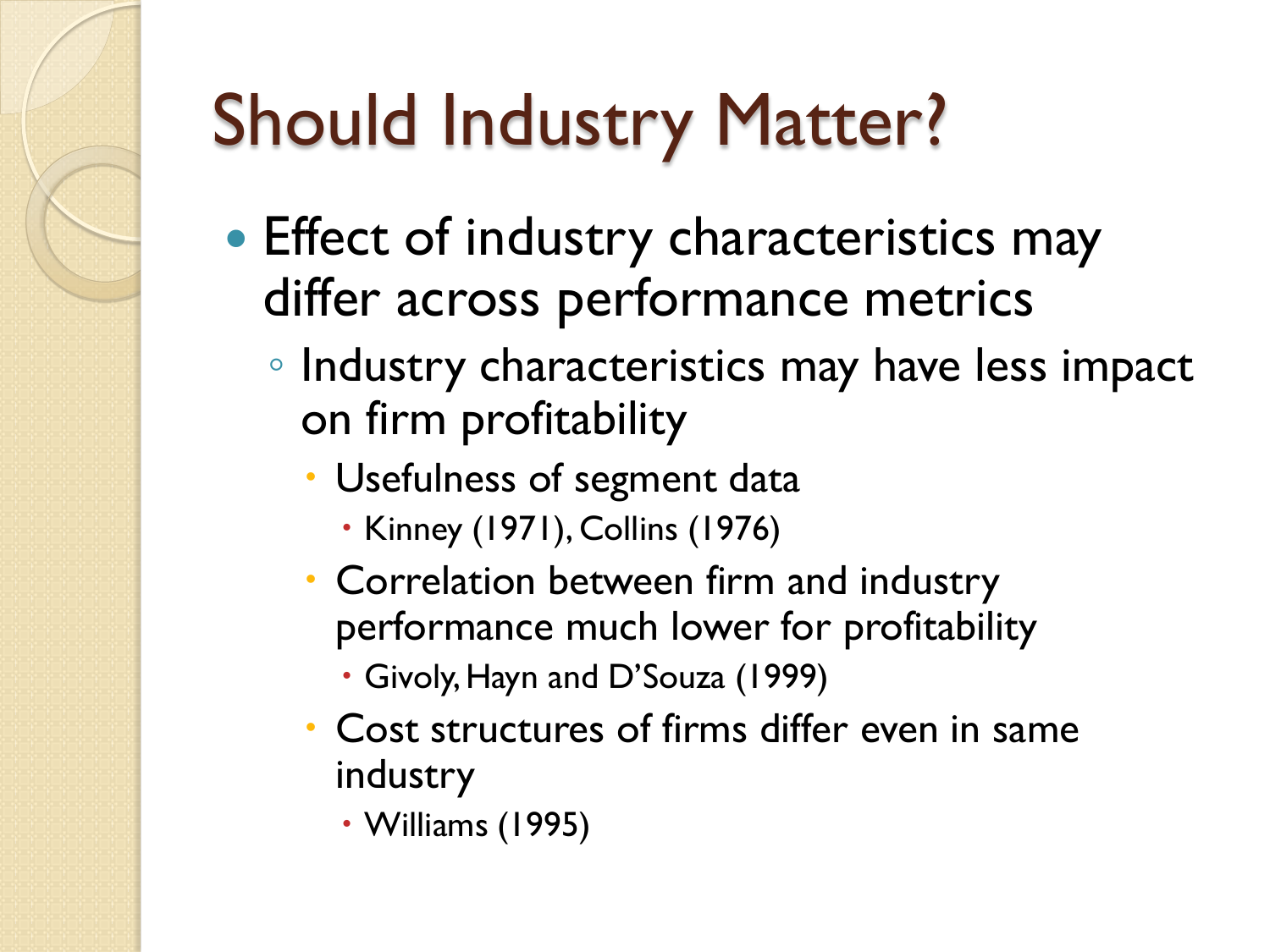# Should Industry Matter?

- Effect of industry characteristics may differ across performance metrics
  - Industry characteristics may have less impact on firm profitability
    - Usefulness of segment data
      - Kinney (1971), Collins (1976)
    - Correlation between firm and industry performance much lower for profitability
      - Givoly, Hayn and D'Souza (1999)
    - Cost structures of firms differ even in same industry
      - Williams (1995)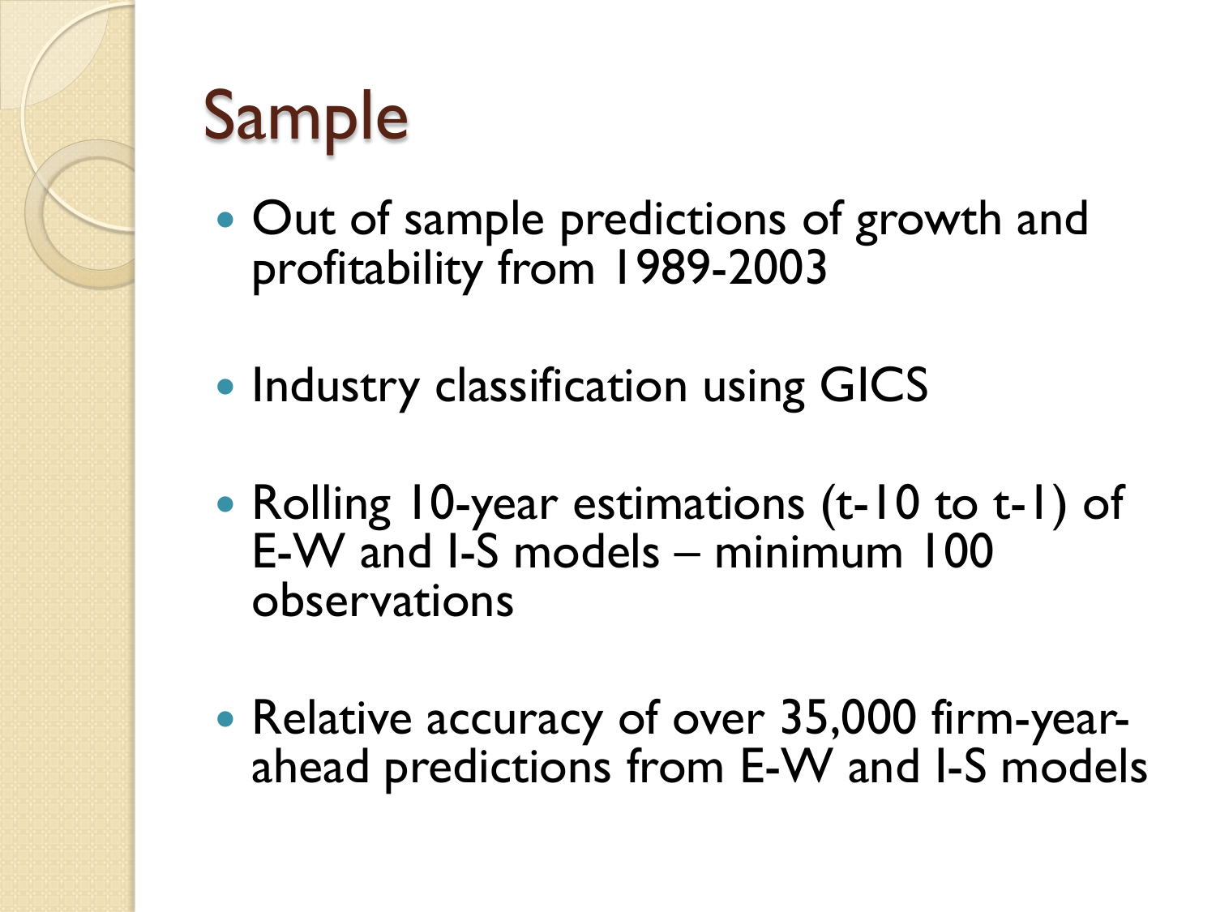# Sample

- Out of sample predictions of growth and profitability from 1989-2003
- Industry classification using GICS
- Rolling 10-year estimations (t-10 to t-1) of E-W and I-S models – minimum 100 observations
- Relative accuracy of over 35,000 firm-year-ahead predictions from E-W and I-S models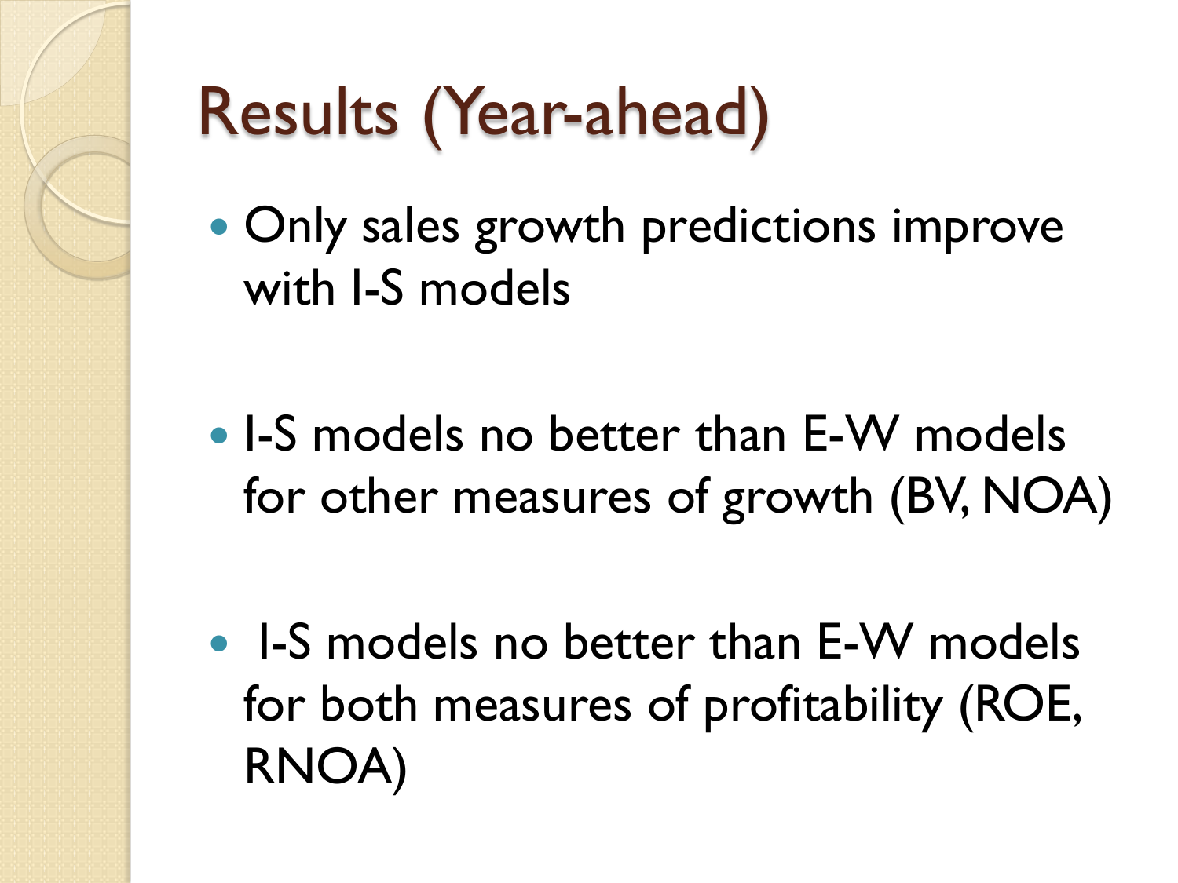# Results (Year-ahead)

- Only sales growth predictions improve with I-S models
- I-S models no better than E-W models for other measures of growth (BV, NOA)
- I-S models no better than E-W models for both measures of profitability (ROE, RNOA)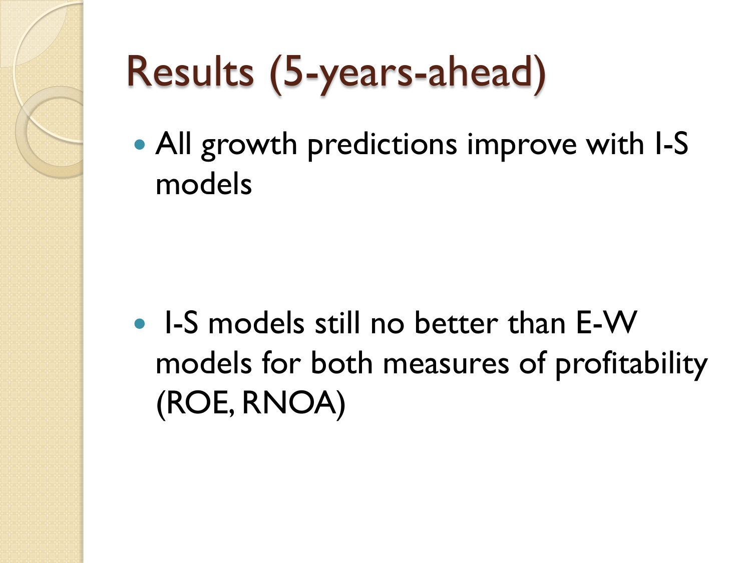# Results (5-years-ahead)

- All growth predictions improve with I-S models

- I-S models still no better than E-W models for both measures of profitability (ROE, RNOA)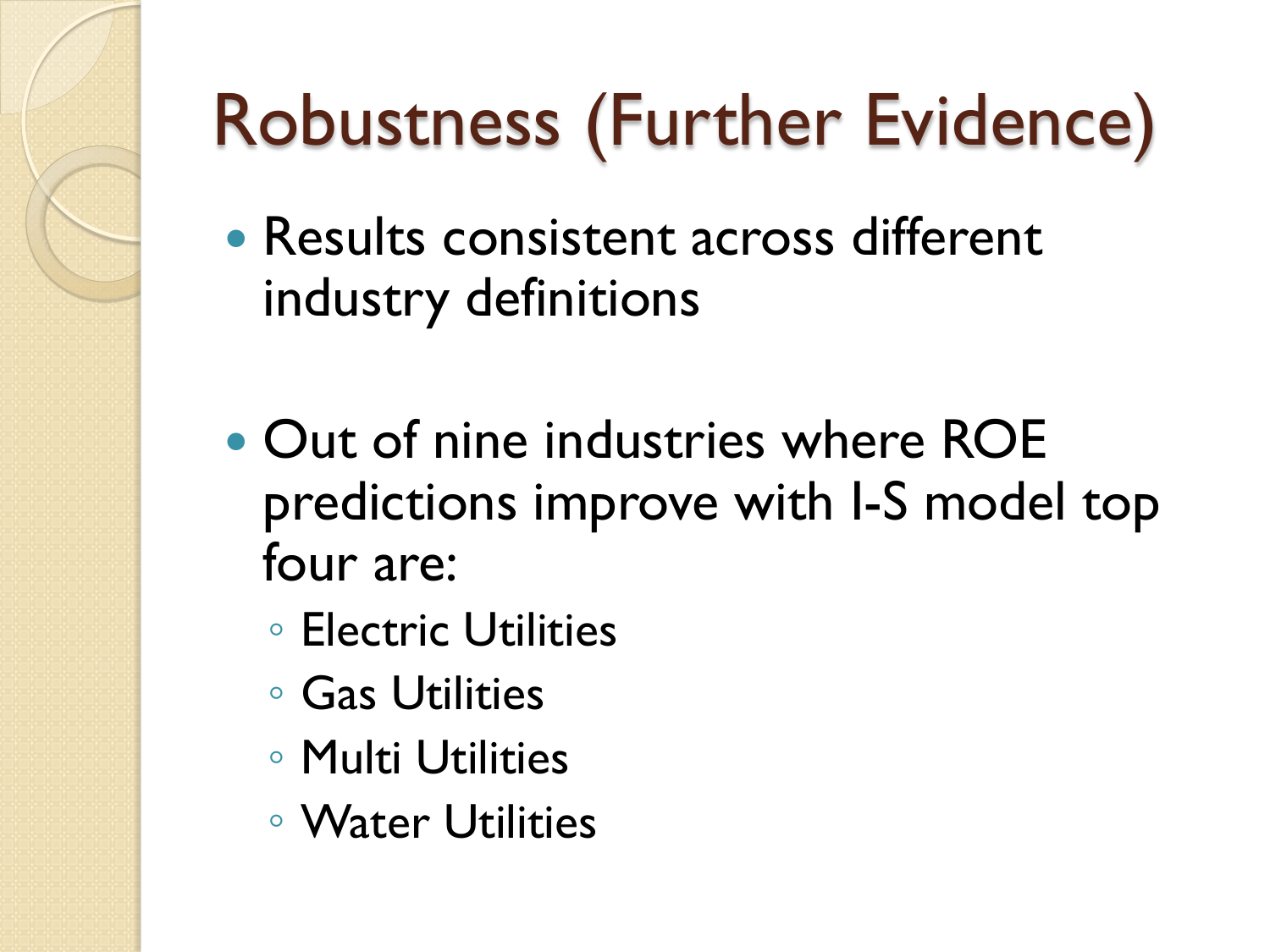# Robustness (Further Evidence)

- Results consistent across different industry definitions
- Out of nine industries where ROE predictions improve with I-S model top four are:
  - Electric Utilities
  - Gas Utilities
  - Multi Utilities
  - Water Utilities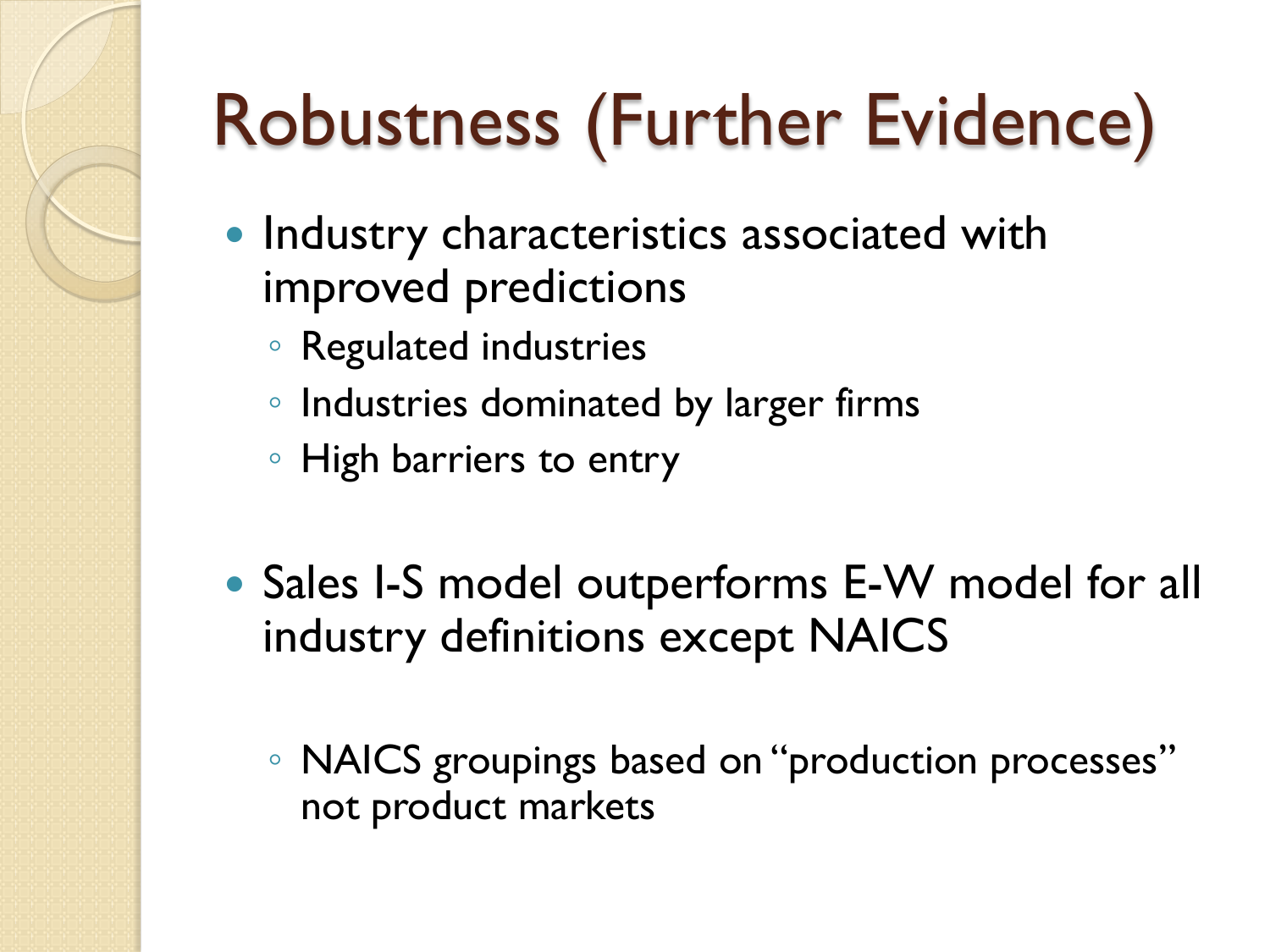# Robustness (Further Evidence)

- Industry characteristics associated with improved predictions
  - Regulated industries
  - Industries dominated by larger firms
  - High barriers to entry

- Sales I-S model outperforms E-W model for all industry definitions except NAICS
  - NAICS groupings based on "production processes" not product markets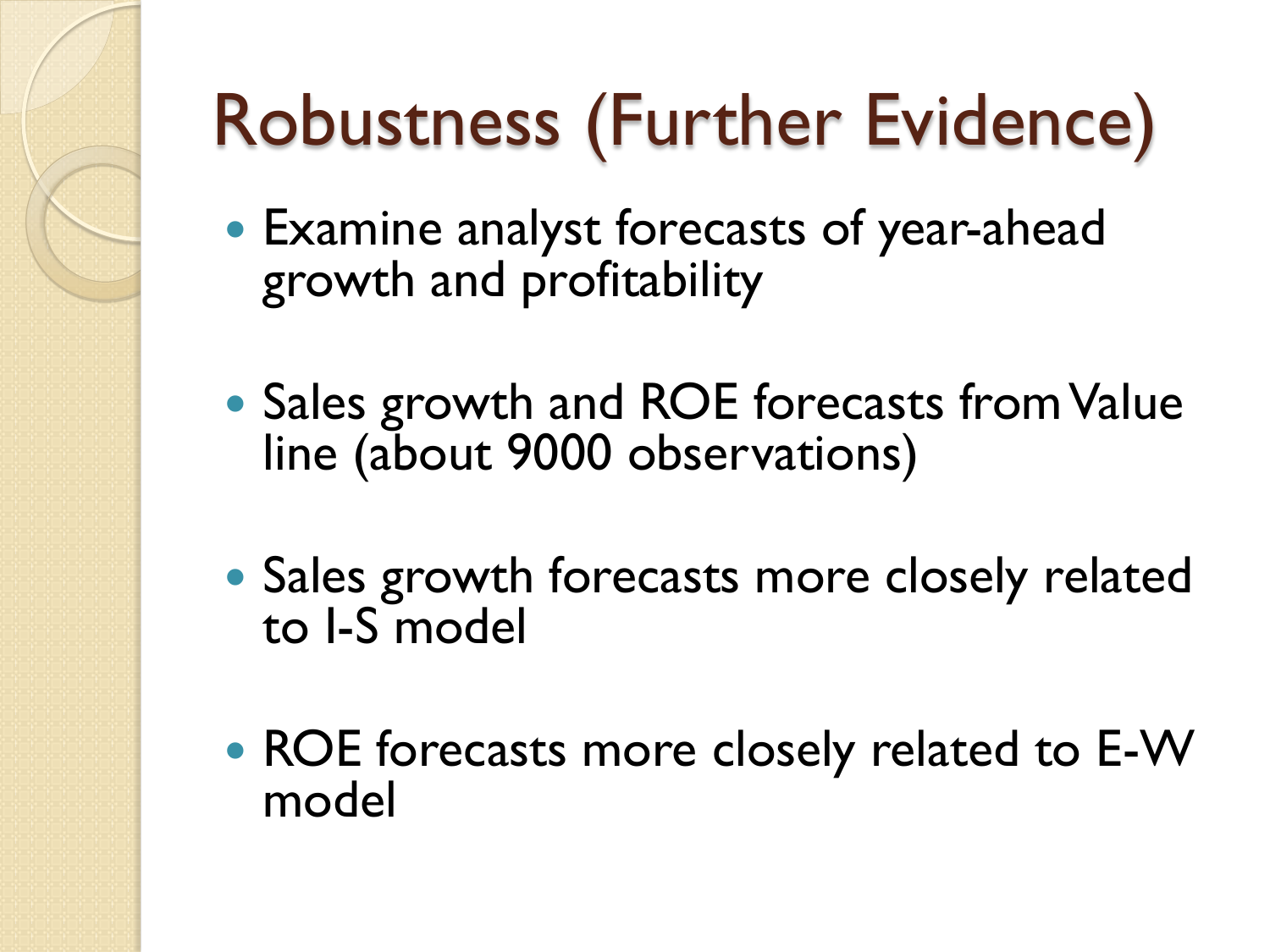# Robustness (Further Evidence)

- Examine analyst forecasts of year-ahead growth and profitability
- Sales growth and ROE forecasts from Value line (about 9000 observations)
- Sales growth forecasts more closely related to I-S model
- ROE forecasts more closely related to E-W model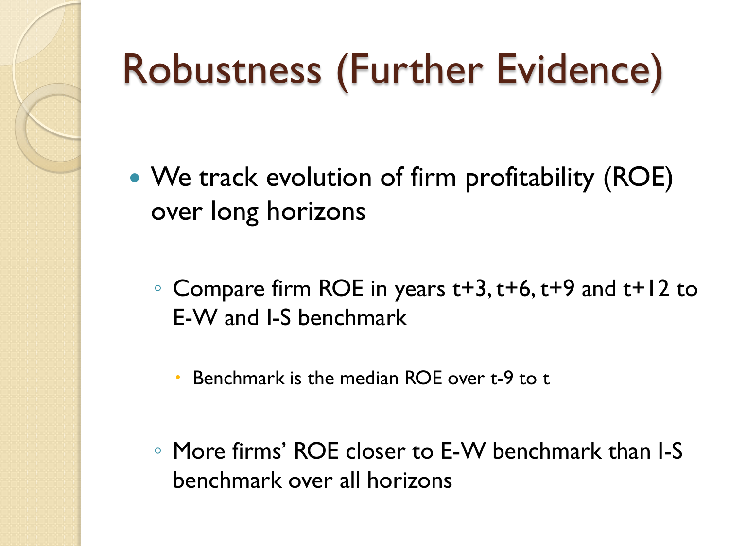# Robustness (Further Evidence)

- We track evolution of firm profitability (ROE) over long horizons
  - Compare firm ROE in years t+3, t+6, t+9 and t+12 to E-W and I-S benchmark
    - Benchmark is the median ROE over t-9 to t
  - More firms' ROE closer to E-W benchmark than I-S benchmark over all horizons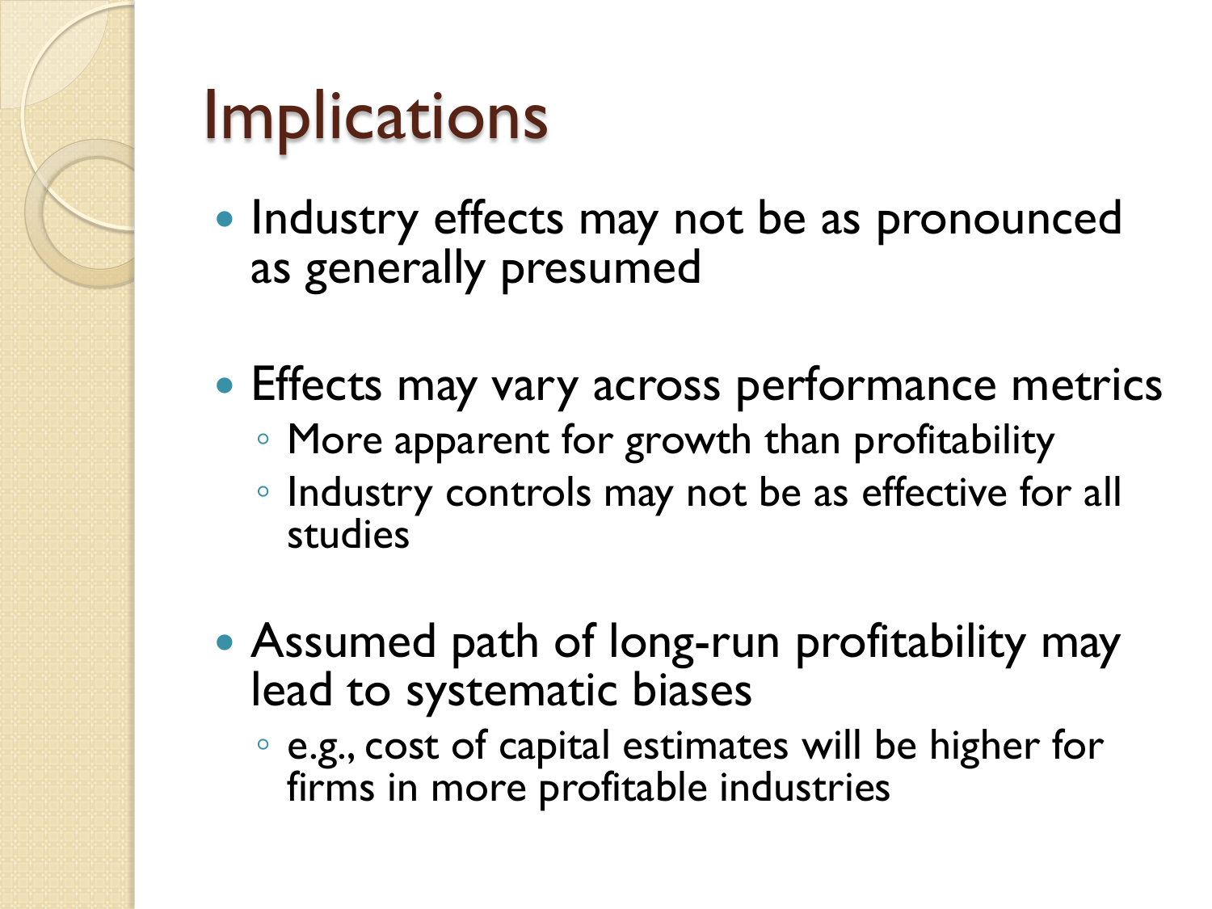# Implications

- Industry effects may not be as pronounced as generally presumed
- Effects may vary across performance metrics
  - More apparent for growth than profitability
  - Industry controls may not be as effective for all studies
- Assumed path of long-run profitability may lead to systematic biases
  - e.g., cost of capital estimates will be higher for firms in more profitable industries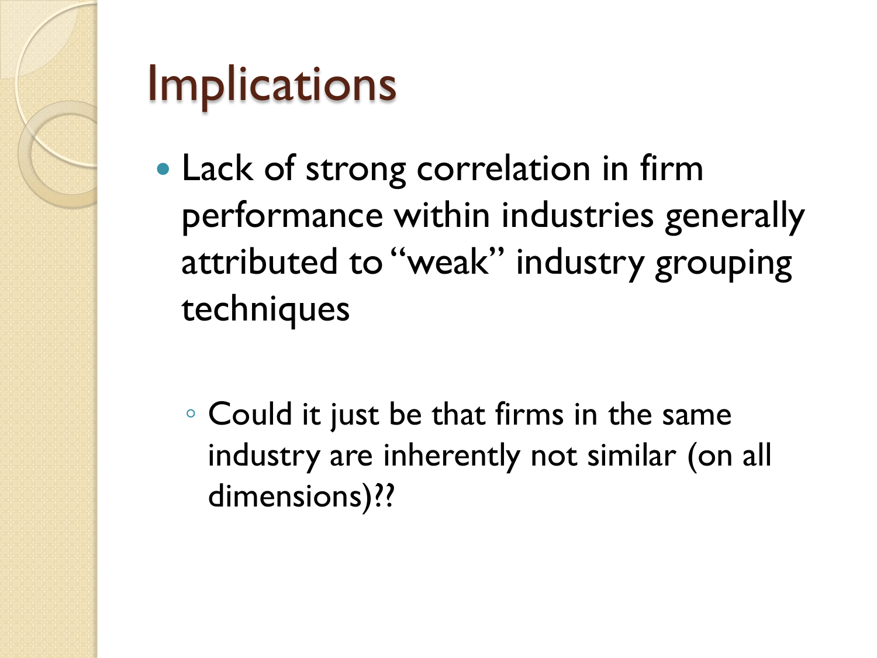# Implications

- Lack of strong correlation in firm performance within industries generally attributed to "weak" industry grouping techniques
  - Could it just be that firms in the same industry are inherently not similar (on all dimensions)??